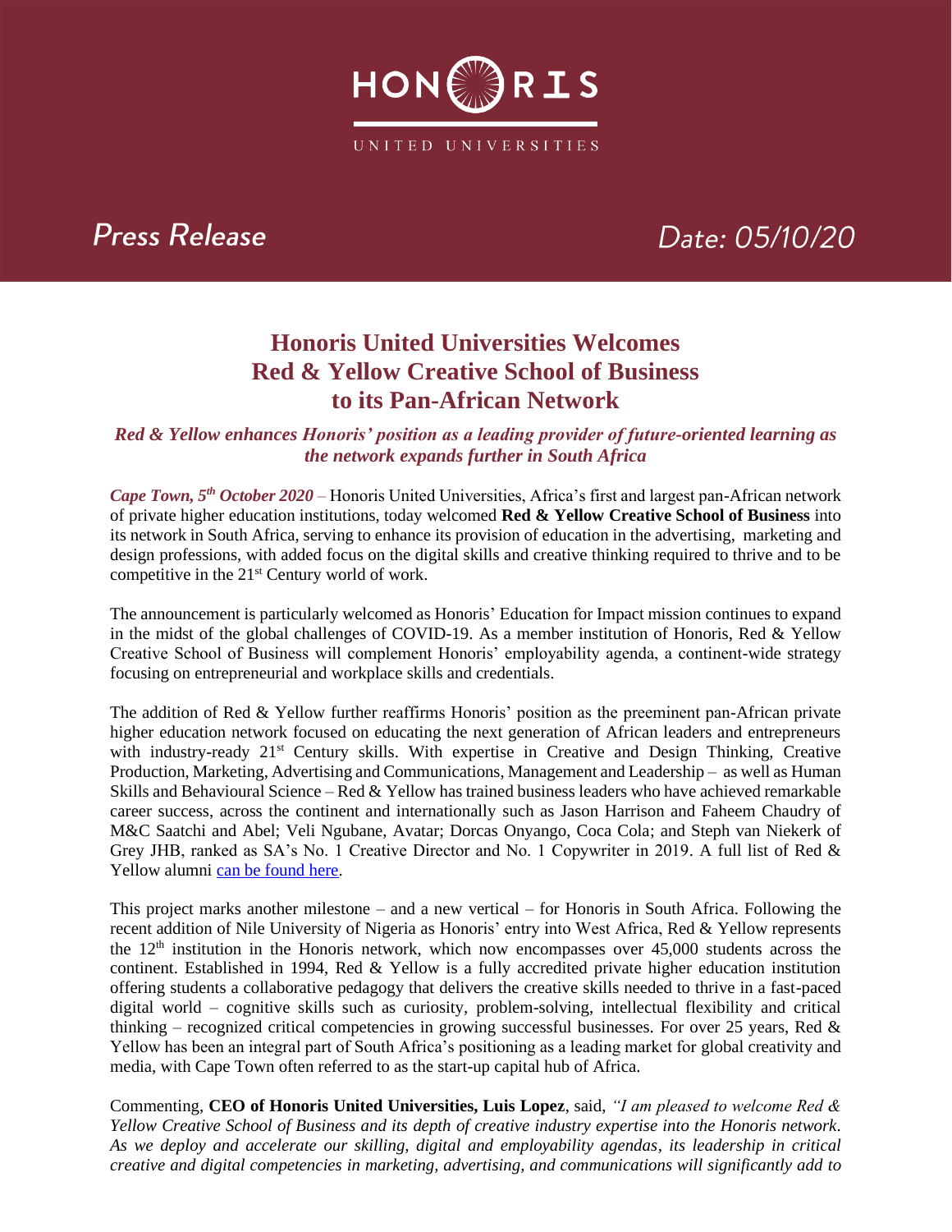HONORIS

UNITED UNIVERSITIES

*Press Release* *Date: 05/10/20*

# Honoris United Universities Welcomes Red & Yellow Creative School of Business to its Pan-African Network

***Red & Yellow enhances Honoris' position as a leading provider of future-oriented learning as the network expands further in South Africa***

***Cape Town, 5th October 2020*** – Honoris United Universities, Africa's first and largest pan-African network of private higher education institutions, today welcomed **Red & Yellow Creative School of Business** into its network in South Africa, serving to enhance its provision of education in the advertising, marketing and design professions, with added focus on the digital skills and creative thinking required to thrive and to be competitive in the 21st Century world of work.

The announcement is particularly welcomed as Honoris' Education for Impact mission continues to expand in the midst of the global challenges of COVID-19. As a member institution of Honoris, Red & Yellow Creative School of Business will complement Honoris' employability agenda, a continent-wide strategy focusing on entrepreneurial and workplace skills and credentials.

The addition of Red & Yellow further reaffirms Honoris' position as the preeminent pan-African private higher education network focused on educating the next generation of African leaders and entrepreneurs with industry-ready 21st Century skills. With expertise in Creative and Design Thinking, Creative Production, Marketing, Advertising and Communications, Management and Leadership – as well as Human Skills and Behavioural Science – Red & Yellow has trained business leaders who have achieved remarkable career success, across the continent and internationally such as Jason Harrison and Faheem Chaudry of M&C Saatchi and Abel; Veli Ngubane, Avatar; Dorcas Onyango, Coca Cola; and Steph van Niekerk of Grey JHB, ranked as SA's No. 1 Creative Director and No. 1 Copywriter in 2019. A full list of Red & Yellow alumni can be found here.

This project marks another milestone – and a new vertical – for Honoris in South Africa. Following the recent addition of Nile University of Nigeria as Honoris' entry into West Africa, Red & Yellow represents the 12th institution in the Honoris network, which now encompasses over 45,000 students across the continent. Established in 1994, Red & Yellow is a fully accredited private higher education institution offering students a collaborative pedagogy that delivers the creative skills needed to thrive in a fast-paced digital world – cognitive skills such as curiosity, problem-solving, intellectual flexibility and critical thinking – recognized critical competencies in growing successful businesses. For over 25 years, Red & Yellow has been an integral part of South Africa's positioning as a leading market for global creativity and media, with Cape Town often referred to as the start-up capital hub of Africa.

Commenting, **CEO of Honoris United Universities, Luis Lopez**, said, *"I am pleased to welcome Red & Yellow Creative School of Business and its depth of creative industry expertise into the Honoris network. As we deploy and accelerate our skilling, digital and employability agendas, its leadership in critical creative and digital competencies in marketing, advertising, and communications will significantly add to*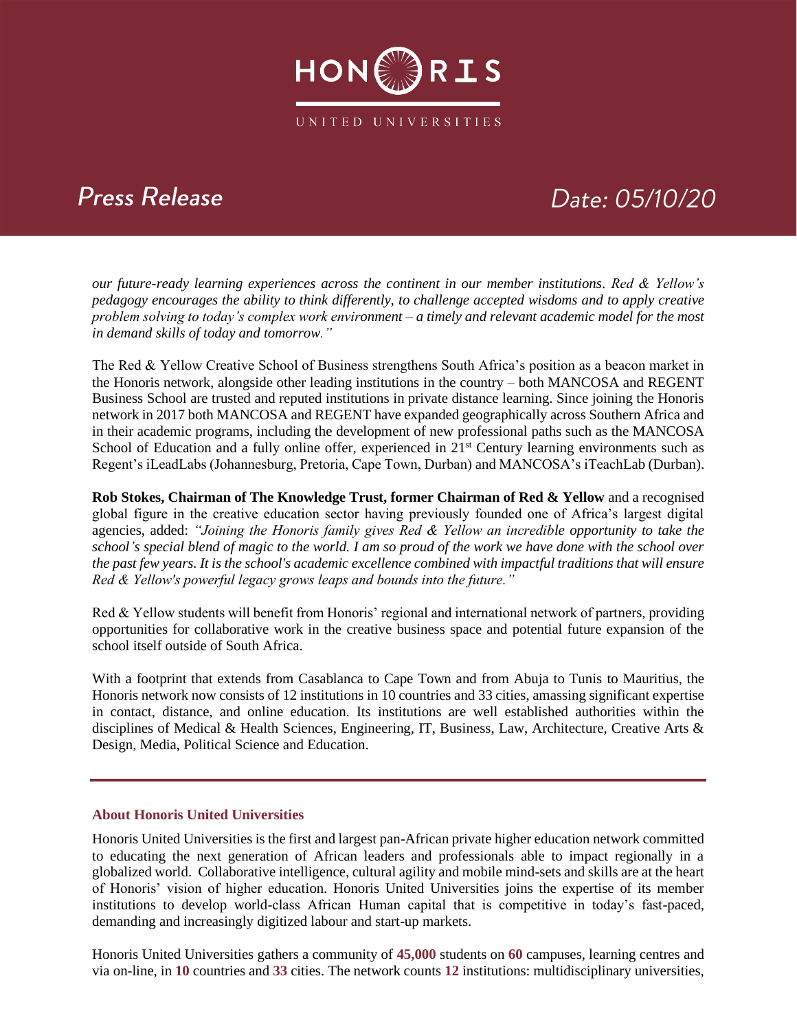*our future-ready learning experiences across the continent in our member institutions. Red & Yellow's pedagogy encourages the ability to think differently, to challenge accepted wisdoms and to apply creative problem solving to today's complex work environment – a timely and relevant academic model for the most in demand skills of today and tomorrow."*

The Red & Yellow Creative School of Business strengthens South Africa's position as a beacon market in the Honoris network, alongside other leading institutions in the country – both MANCOSA and REGENT Business School are trusted and reputed institutions in private distance learning. Since joining the Honoris network in 2017 both MANCOSA and REGENT have expanded geographically across Southern Africa and in their academic programs, including the development of new professional paths such as the MANCOSA School of Education and a fully online offer, experienced in 21st Century learning environments such as Regent's iLeadLabs (Johannesburg, Pretoria, Cape Town, Durban) and MANCOSA's iTeachLab (Durban).

**Rob Stokes, Chairman of The Knowledge Trust, former Chairman of Red & Yellow** and a recognised global figure in the creative education sector having previously founded one of Africa's largest digital agencies, added: *"Joining the Honoris family gives Red & Yellow an incredible opportunity to take the school's special blend of magic to the world. I am so proud of the work we have done with the school over the past few years. It is the school's academic excellence combined with impactful traditions that will ensure Red & Yellow's powerful legacy grows leaps and bounds into the future."*

Red & Yellow students will benefit from Honoris' regional and international network of partners, providing opportunities for collaborative work in the creative business space and potential future expansion of the school itself outside of South Africa.

With a footprint that extends from Casablanca to Cape Town and from Abuja to Tunis to Mauritius, the Honoris network now consists of 12 institutions in 10 countries and 33 cities, amassing significant expertise in contact, distance, and online education. Its institutions are well established authorities within the disciplines of Medical & Health Sciences, Engineering, IT, Business, Law, Architecture, Creative Arts & Design, Media, Political Science and Education.

---

### About Honoris United Universities

Honoris United Universities is the first and largest pan-African private higher education network committed to educating the next generation of African leaders and professionals able to impact regionally in a globalized world. Collaborative intelligence, cultural agility and mobile mind-sets and skills are at the heart of Honoris' vision of higher education. Honoris United Universities joins the expertise of its member institutions to develop world-class African Human capital that is competitive in today's fast-paced, demanding and increasingly digitized labour and start-up markets.

Honoris United Universities gathers a community of **45,000** students on **60** campuses, learning centres and via on-line, in **10** countries and **33** cities. The network counts **12** institutions: multidisciplinary universities,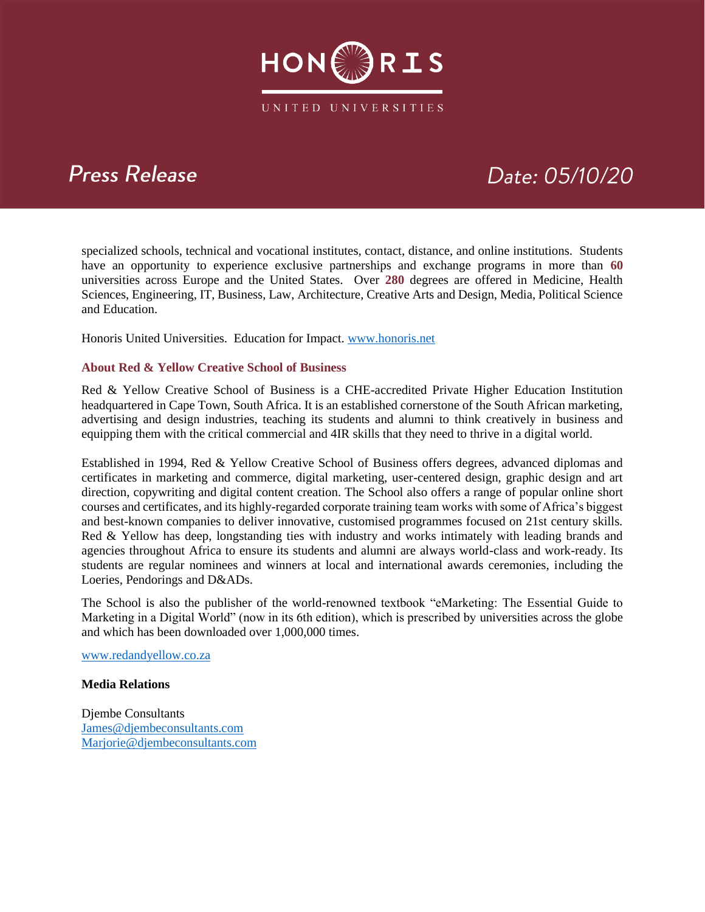specialized schools, technical and vocational institutes, contact, distance, and online institutions. Students have an opportunity to experience exclusive partnerships and exchange programs in more than **60** universities across Europe and the United States. Over **280** degrees are offered in Medicine, Health Sciences, Engineering, IT, Business, Law, Architecture, Creative Arts and Design, Media, Political Science and Education.

Honoris United Universities. Education for Impact. [www.honoris.net](www.honoris.net)

### About Red & Yellow Creative School of Business

Red & Yellow Creative School of Business is a CHE-accredited Private Higher Education Institution headquartered in Cape Town, South Africa. It is an established cornerstone of the South African marketing, advertising and design industries, teaching its students and alumni to think creatively in business and equipping them with the critical commercial and 4IR skills that they need to thrive in a digital world.

Established in 1994, Red & Yellow Creative School of Business offers degrees, advanced diplomas and certificates in marketing and commerce, digital marketing, user-centered design, graphic design and art direction, copywriting and digital content creation. The School also offers a range of popular online short courses and certificates, and its highly-regarded corporate training team works with some of Africa's biggest and best-known companies to deliver innovative, customised programmes focused on 21st century skills. Red & Yellow has deep, longstanding ties with industry and works intimately with leading brands and agencies throughout Africa to ensure its students and alumni are always world-class and work-ready. Its students are regular nominees and winners at local and international awards ceremonies, including the Loeries, Pendorings and D&ADs.

The School is also the publisher of the world-renowned textbook "eMarketing: The Essential Guide to Marketing in a Digital World" (now in its 6th edition), which is prescribed by universities across the globe and which has been downloaded over 1,000,000 times.

[www.redandyellow.co.za](www.redandyellow.co.za)

**Media Relations**

Djembe Consultants
James@djembeconsultants.com
Marjorie@djembeconsultants.com